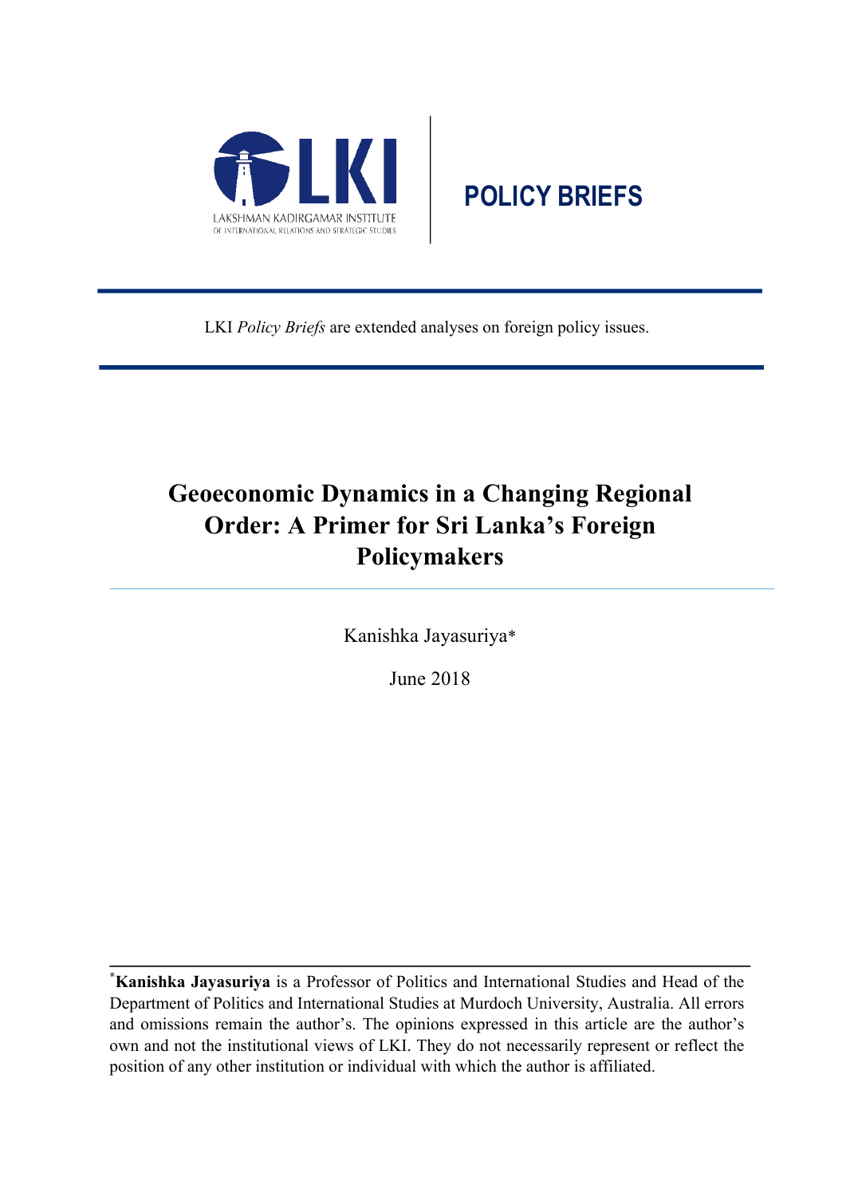LAKSHMAN KADIRGAMAR INSTITUTE OF INTERNATIONAL RELATIONS AND STRATEGIC STUDIES

**POLICY BRIEFS**

LKI *Policy Briefs* are extended analyses on foreign policy issues.

# Geoeconomic Dynamics in a Changing Regional Order: A Primer for Sri Lanka's Foreign Policymakers

Kanishka Jayasuriya*

June 2018

---

*\***Kanishka Jayasuriya** is a Professor of Politics and International Studies and Head of the Department of Politics and International Studies at Murdoch University, Australia. All errors and omissions remain the author's. The opinions expressed in this article are the author's own and not the institutional views of LKI. They do not necessarily represent or reflect the position of any other institution or individual with which the author is affiliated.*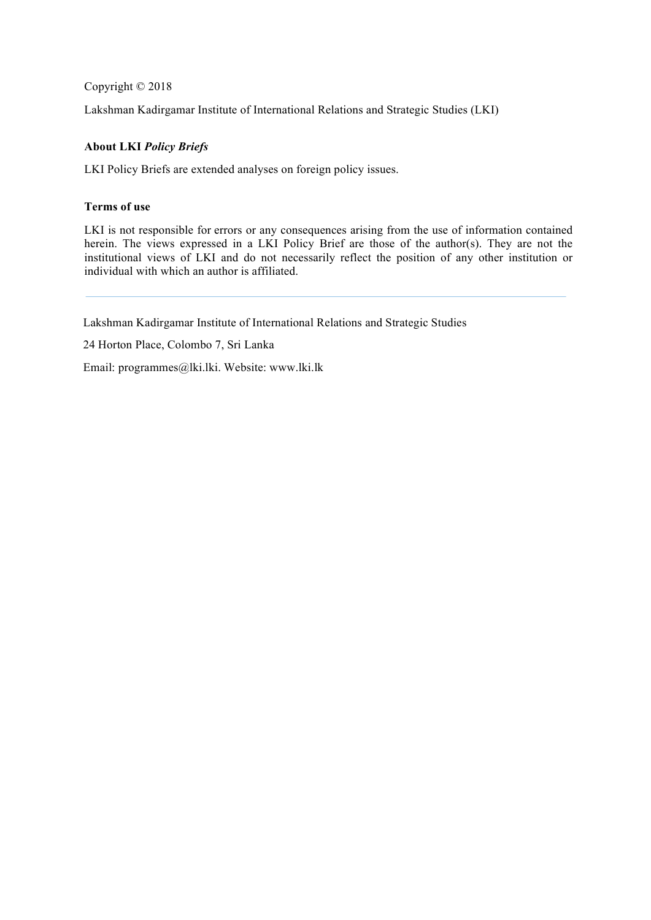Copyright © 2018

Lakshman Kadirgamar Institute of International Relations and Strategic Studies (LKI)

**About LKI *Policy Briefs***

LKI Policy Briefs are extended analyses on foreign policy issues.

**Terms of use**

LKI is not responsible for errors or any consequences arising from the use of information contained herein. The views expressed in a LKI Policy Brief are those of the author(s). They are not the institutional views of LKI and do not necessarily reflect the position of any other institution or individual with which an author is affiliated.

---

Lakshman Kadirgamar Institute of International Relations and Strategic Studies

24 Horton Place, Colombo 7, Sri Lanka

Email: programmes@lki.lki. Website: www.lki.lk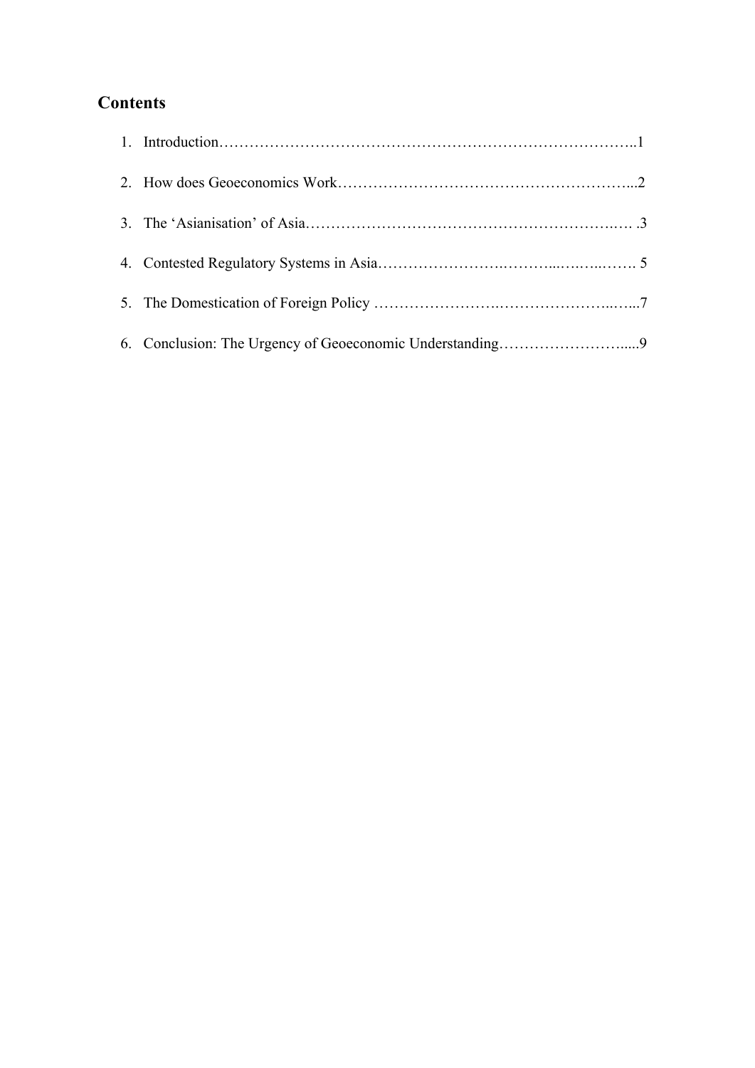## Contents

1. Introduction……………………………………………………………………………..1
2. How does Geoeconomics Work…………………………………………………...2
3. The 'Asianisation' of Asia…………………………………………………….…. .3
4. Contested Regulatory Systems in Asia…………………….………...….…..……. 5
5. The Domestication of Foreign Policy …………………….…………………..…...7
6. Conclusion: The Urgency of Geoeconomic Understanding…………………….....9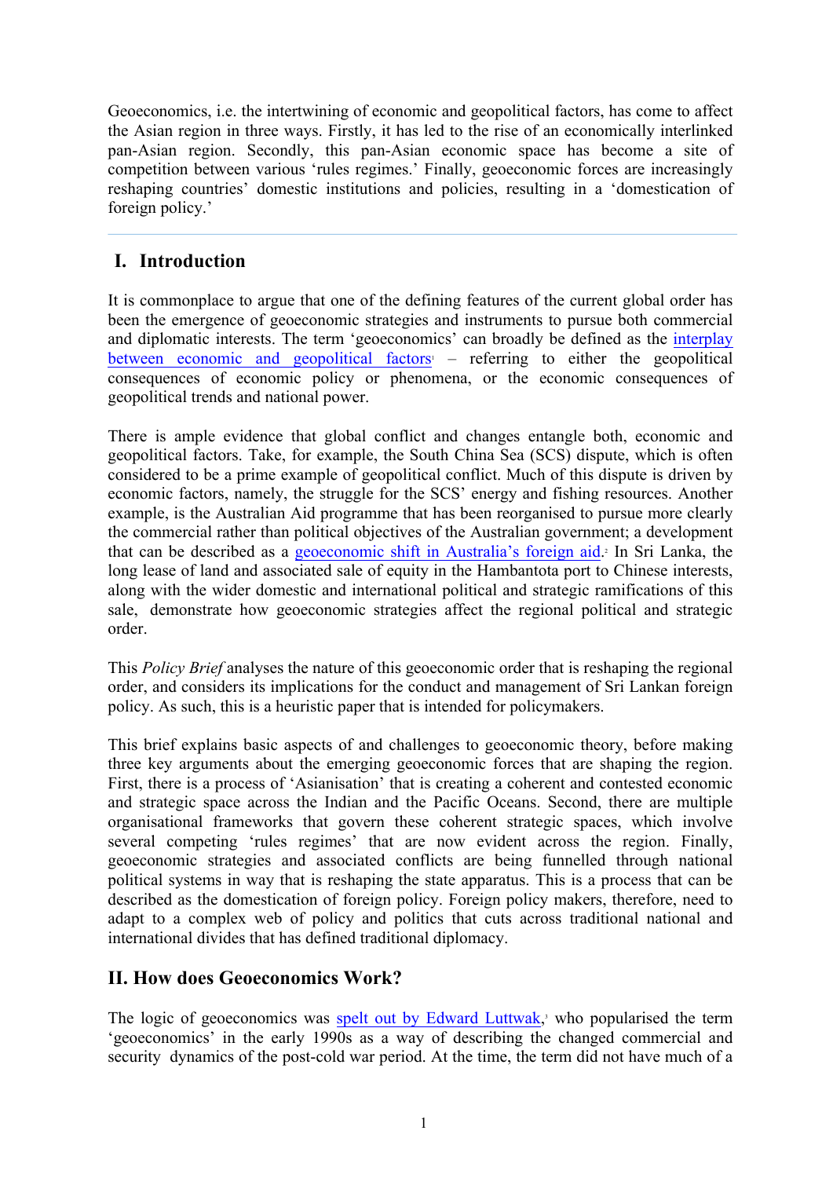Geoeconomics, i.e. the intertwining of economic and geopolitical factors, has come to affect the Asian region in three ways. Firstly, it has led to the rise of an economically interlinked pan-Asian region. Secondly, this pan-Asian economic space has become a site of competition between various 'rules regimes.' Finally, geoeconomic forces are increasingly reshaping countries' domestic institutions and policies, resulting in a 'domestication of foreign policy.'

---

## I. Introduction

It is commonplace to argue that one of the defining features of the current global order has been the emergence of geoeconomic strategies and instruments to pursue both commercial and diplomatic interests. The term 'geoeconomics' can broadly be defined as the interplay between economic and geopolitical factors[1] – referring to either the geopolitical consequences of economic policy or phenomena, or the economic consequences of geopolitical trends and national power.

There is ample evidence that global conflict and changes entangle both, economic and geopolitical factors. Take, for example, the South China Sea (SCS) dispute, which is often considered to be a prime example of geopolitical conflict. Much of this dispute is driven by economic factors, namely, the struggle for the SCS' energy and fishing resources. Another example, is the Australian Aid programme that has been reorganised to pursue more clearly the commercial rather than political objectives of the Australian government; a development that can be described as a geoeconomic shift in Australia's foreign aid.[2] In Sri Lanka, the long lease of land and associated sale of equity in the Hambantota port to Chinese interests, along with the wider domestic and international political and strategic ramifications of this sale, demonstrate how geoeconomic strategies affect the regional political and strategic order.

This *Policy Brief* analyses the nature of this geoeconomic order that is reshaping the regional order, and considers its implications for the conduct and management of Sri Lankan foreign policy. As such, this is a heuristic paper that is intended for policymakers.

This brief explains basic aspects of and challenges to geoeconomic theory, before making three key arguments about the emerging geoeconomic forces that are shaping the region. First, there is a process of 'Asianisation' that is creating a coherent and contested economic and strategic space across the Indian and the Pacific Oceans. Second, there are multiple organisational frameworks that govern these coherent strategic spaces, which involve several competing 'rules regimes' that are now evident across the region. Finally, geoeconomic strategies and associated conflicts are being funnelled through national political systems in way that is reshaping the state apparatus. This is a process that can be described as the domestication of foreign policy. Foreign policy makers, therefore, need to adapt to a complex web of policy and politics that cuts across traditional national and international divides that has defined traditional diplomacy.

## II. How does Geoeconomics Work?

The logic of geoeconomics was spelt out by Edward Luttwak,[3] who popularised the term 'geoeconomics' in the early 1990s as a way of describing the changed commercial and security dynamics of the post-cold war period. At the time, the term did not have much of a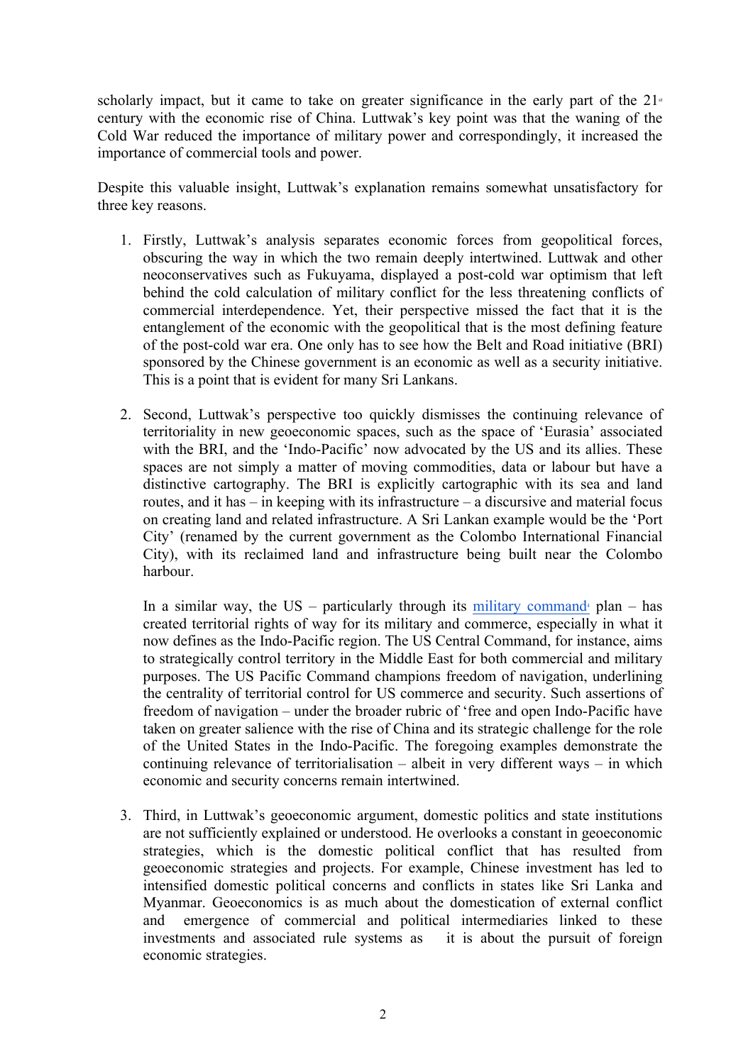scholarly impact, but it came to take on greater significance in the early part of the 21st century with the economic rise of China. Luttwak's key point was that the waning of the Cold War reduced the importance of military power and correspondingly, it increased the importance of commercial tools and power.

Despite this valuable insight, Luttwak's explanation remains somewhat unsatisfactory for three key reasons.

1. Firstly, Luttwak's analysis separates economic forces from geopolitical forces, obscuring the way in which the two remain deeply intertwined. Luttwak and other neoconservatives such as Fukuyama, displayed a post-cold war optimism that left behind the cold calculation of military conflict for the less threatening conflicts of commercial interdependence. Yet, their perspective missed the fact that it is the entanglement of the economic with the geopolitical that is the most defining feature of the post-cold war era. One only has to see how the Belt and Road initiative (BRI) sponsored by the Chinese government is an economic as well as a security initiative. This is a point that is evident for many Sri Lankans.

2. Second, Luttwak's perspective too quickly dismisses the continuing relevance of territoriality in new geoeconomic spaces, such as the space of 'Eurasia' associated with the BRI, and the 'Indo-Pacific' now advocated by the US and its allies. These spaces are not simply a matter of moving commodities, data or labour but have a distinctive cartography. The BRI is explicitly cartographic with its sea and land routes, and it has – in keeping with its infrastructure – a discursive and material focus on creating land and related infrastructure. A Sri Lankan example would be the 'Port City' (renamed by the current government as the Colombo International Financial City), with its reclaimed land and infrastructure being built near the Colombo harbour.

   In a similar way, the US – particularly through its military command[4] plan – has created territorial rights of way for its military and commerce, especially in what it now defines as the Indo-Pacific region. The US Central Command, for instance, aims to strategically control territory in the Middle East for both commercial and military purposes. The US Pacific Command champions freedom of navigation, underlining the centrality of territorial control for US commerce and security. Such assertions of freedom of navigation – under the broader rubric of 'free and open Indo-Pacific have taken on greater salience with the rise of China and its strategic challenge for the role of the United States in the Indo-Pacific. The foregoing examples demonstrate the continuing relevance of territorialisation – albeit in very different ways – in which economic and security concerns remain intertwined.

3. Third, in Luttwak's geoeconomic argument, domestic politics and state institutions are not sufficiently explained or understood. He overlooks a constant in geoeconomic strategies, which is the domestic political conflict that has resulted from geoeconomic strategies and projects. For example, Chinese investment has led to intensified domestic political concerns and conflicts in states like Sri Lanka and Myanmar. Geoeconomics is as much about the domestication of external conflict and emergence of commercial and political intermediaries linked to these investments and associated rule systems as it is about the pursuit of foreign economic strategies.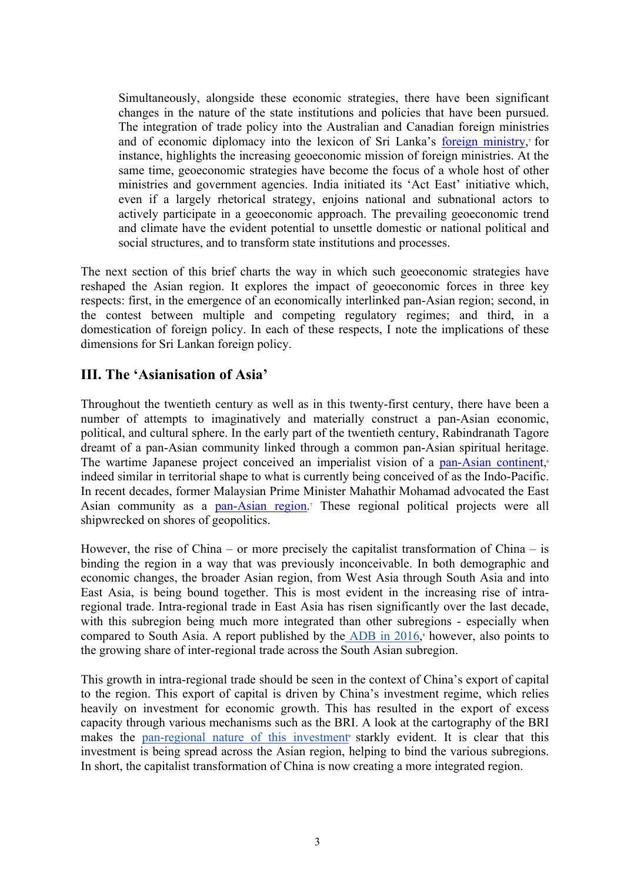Simultaneously, alongside these economic strategies, there have been significant changes in the nature of the state institutions and policies that have been pursued. The integration of trade policy into the Australian and Canadian foreign ministries and of economic diplomacy into the lexicon of Sri Lanka's foreign ministry,[5] for instance, highlights the increasing geoeconomic mission of foreign ministries. At the same time, geoeconomic strategies have become the focus of a whole host of other ministries and government agencies. India initiated its 'Act East' initiative which, even if a largely rhetorical strategy, enjoins national and subnational actors to actively participate in a geoeconomic approach. The prevailing geoeconomic trend and climate have the evident potential to unsettle domestic or national political and social structures, and to transform state institutions and processes.

The next section of this brief charts the way in which such geoeconomic strategies have reshaped the Asian region. It explores the impact of geoeconomic forces in three key respects: first, in the emergence of an economically interlinked pan-Asian region; second, in the contest between multiple and competing regulatory regimes; and third, in a domestication of foreign policy. In each of these respects, I note the implications of these dimensions for Sri Lankan foreign policy.

## III. The 'Asianisation of Asia'

Throughout the twentieth century as well as in this twenty-first century, there have been a number of attempts to imaginatively and materially construct a pan-Asian economic, political, and cultural sphere. In the early part of the twentieth century, Rabindranath Tagore dreamt of a pan-Asian community linked through a common pan-Asian spiritual heritage. The wartime Japanese project conceived an imperialist vision of a pan-Asian continent,[6] indeed similar in territorial shape to what is currently being conceived of as the Indo-Pacific. In recent decades, former Malaysian Prime Minister Mahathir Mohamad advocated the East Asian community as a pan-Asian region.[7] These regional political projects were all shipwrecked on shores of geopolitics.

However, the rise of China – or more precisely the capitalist transformation of China – is binding the region in a way that was previously inconceivable. In both demographic and economic changes, the broader Asian region, from West Asia through South Asia and into East Asia, is being bound together. This is most evident in the increasing rise of intra-regional trade. Intra-regional trade in East Asia has risen significantly over the last decade, with this subregion being much more integrated than other subregions - especially when compared to South Asia. A report published by the ADB in 2016,[8] however, also points to the growing share of inter-regional trade across the South Asian subregion.

This growth in intra-regional trade should be seen in the context of China's export of capital to the region. This export of capital is driven by China's investment regime, which relies heavily on investment for economic growth. This has resulted in the export of excess capacity through various mechanisms such as the BRI. A look at the cartography of the BRI makes the pan-regional nature of this investment[9] starkly evident. It is clear that this investment is being spread across the Asian region, helping to bind the various subregions. In short, the capitalist transformation of China is now creating a more integrated region.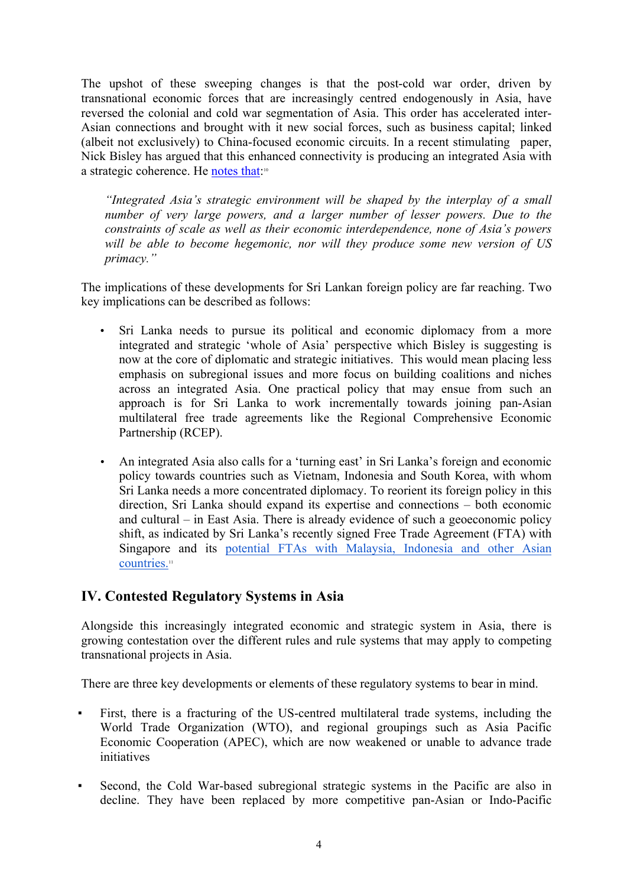The upshot of these sweeping changes is that the post-cold war order, driven by transnational economic forces that are increasingly centred endogenously in Asia, have reversed the colonial and cold war segmentation of Asia. This order has accelerated inter-Asian connections and brought with it new social forces, such as business capital; linked (albeit not exclusively) to China-focused economic circuits. In a recent stimulating paper, Nick Bisley has argued that this enhanced connectivity is producing an integrated Asia with a strategic coherence. He notes that:[10]

> *"Integrated Asia's strategic environment will be shaped by the interplay of a small number of very large powers, and a larger number of lesser powers. Due to the constraints of scale as well as their economic interdependence, none of Asia's powers will be able to become hegemonic, nor will they produce some new version of US primacy."*

The implications of these developments for Sri Lankan foreign policy are far reaching. Two key implications can be described as follows:

- Sri Lanka needs to pursue its political and economic diplomacy from a more integrated and strategic 'whole of Asia' perspective which Bisley is suggesting is now at the core of diplomatic and strategic initiatives. This would mean placing less emphasis on subregional issues and more focus on building coalitions and niches across an integrated Asia. One practical policy that may ensue from such an approach is for Sri Lanka to work incrementally towards joining pan-Asian multilateral free trade agreements like the Regional Comprehensive Economic Partnership (RCEP).

- An integrated Asia also calls for a 'turning east' in Sri Lanka's foreign and economic policy towards countries such as Vietnam, Indonesia and South Korea, with whom Sri Lanka needs a more concentrated diplomacy. To reorient its foreign policy in this direction, Sri Lanka should expand its expertise and connections – both economic and cultural – in East Asia. There is already evidence of such a geoeconomic policy shift, as indicated by Sri Lanka's recently signed Free Trade Agreement (FTA) with Singapore and its potential FTAs with Malaysia, Indonesia and other Asian countries.[11]

## IV. Contested Regulatory Systems in Asia

Alongside this increasingly integrated economic and strategic system in Asia, there is growing contestation over the different rules and rule systems that may apply to competing transnational projects in Asia.

There are three key developments or elements of these regulatory systems to bear in mind.

- First, there is a fracturing of the US-centred multilateral trade systems, including the World Trade Organization (WTO), and regional groupings such as Asia Pacific Economic Cooperation (APEC), which are now weakened or unable to advance trade initiatives

- Second, the Cold War-based subregional strategic systems in the Pacific are also in decline. They have been replaced by more competitive pan-Asian or Indo-Pacific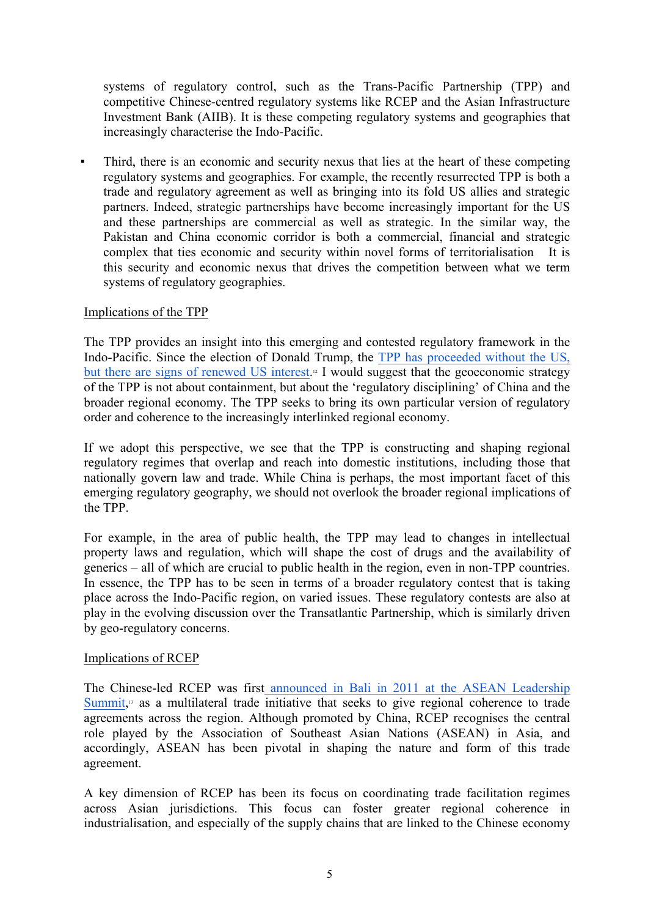systems of regulatory control, such as the Trans-Pacific Partnership (TPP) and competitive Chinese-centred regulatory systems like RCEP and the Asian Infrastructure Investment Bank (AIIB). It is these competing regulatory systems and geographies that increasingly characterise the Indo-Pacific.

- Third, there is an economic and security nexus that lies at the heart of these competing regulatory systems and geographies. For example, the recently resurrected TPP is both a trade and regulatory agreement as well as bringing into its fold US allies and strategic partners. Indeed, strategic partnerships have become increasingly important for the US and these partnerships are commercial as well as strategic. In the similar way, the Pakistan and China economic corridor is both a commercial, financial and strategic complex that ties economic and security within novel forms of territorialisation It is this security and economic nexus that drives the competition between what we term systems of regulatory geographies.

Implications of the TPP

The TPP provides an insight into this emerging and contested regulatory framework in the Indo-Pacific. Since the election of Donald Trump, the TPP has proceeded without the US, but there are signs of renewed US interest.[12] I would suggest that the geoeconomic strategy of the TPP is not about containment, but about the 'regulatory disciplining' of China and the broader regional economy. The TPP seeks to bring its own particular version of regulatory order and coherence to the increasingly interlinked regional economy.

If we adopt this perspective, we see that the TPP is constructing and shaping regional regulatory regimes that overlap and reach into domestic institutions, including those that nationally govern law and trade. While China is perhaps, the most important facet of this emerging regulatory geography, we should not overlook the broader regional implications of the TPP.

For example, in the area of public health, the TPP may lead to changes in intellectual property laws and regulation, which will shape the cost of drugs and the availability of generics – all of which are crucial to public health in the region, even in non-TPP countries. In essence, the TPP has to be seen in terms of a broader regulatory contest that is taking place across the Indo-Pacific region, on varied issues. These regulatory contests are also at play in the evolving discussion over the Transatlantic Partnership, which is similarly driven by geo-regulatory concerns.

Implications of RCEP

The Chinese-led RCEP was first announced in Bali in 2011 at the ASEAN Leadership Summit,[13] as a multilateral trade initiative that seeks to give regional coherence to trade agreements across the region. Although promoted by China, RCEP recognises the central role played by the Association of Southeast Asian Nations (ASEAN) in Asia, and accordingly, ASEAN has been pivotal in shaping the nature and form of this trade agreement.

A key dimension of RCEP has been its focus on coordinating trade facilitation regimes across Asian jurisdictions. This focus can foster greater regional coherence in industrialisation, and especially of the supply chains that are linked to the Chinese economy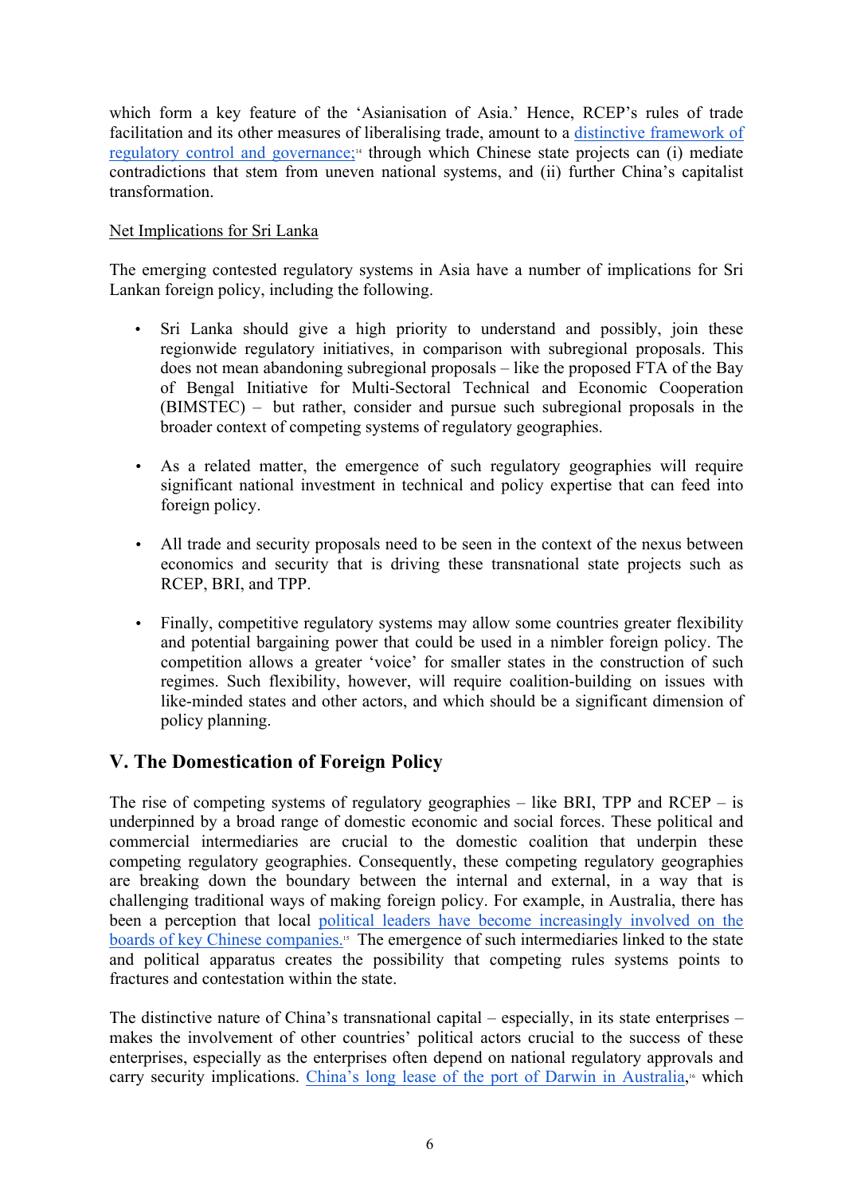which form a key feature of the 'Asianisation of Asia.' Hence, RCEP's rules of trade facilitation and its other measures of liberalising trade, amount to a distinctive framework of regulatory control and governance;[14] through which Chinese state projects can (i) mediate contradictions that stem from uneven national systems, and (ii) further China's capitalist transformation.

Net Implications for Sri Lanka

The emerging contested regulatory systems in Asia have a number of implications for Sri Lankan foreign policy, including the following.

- Sri Lanka should give a high priority to understand and possibly, join these regionwide regulatory initiatives, in comparison with subregional proposals. This does not mean abandoning subregional proposals – like the proposed FTA of the Bay of Bengal Initiative for Multi-Sectoral Technical and Economic Cooperation (BIMSTEC) – but rather, consider and pursue such subregional proposals in the broader context of competing systems of regulatory geographies.

- As a related matter, the emergence of such regulatory geographies will require significant national investment in technical and policy expertise that can feed into foreign policy.

- All trade and security proposals need to be seen in the context of the nexus between economics and security that is driving these transnational state projects such as RCEP, BRI, and TPP.

- Finally, competitive regulatory systems may allow some countries greater flexibility and potential bargaining power that could be used in a nimbler foreign policy. The competition allows a greater 'voice' for smaller states in the construction of such regimes. Such flexibility, however, will require coalition-building on issues with like-minded states and other actors, and which should be a significant dimension of policy planning.

## V. The Domestication of Foreign Policy

The rise of competing systems of regulatory geographies – like BRI, TPP and RCEP – is underpinned by a broad range of domestic economic and social forces. These political and commercial intermediaries are crucial to the domestic coalition that underpin these competing regulatory geographies. Consequently, these competing regulatory geographies are breaking down the boundary between the internal and external, in a way that is challenging traditional ways of making foreign policy. For example, in Australia, there has been a perception that local political leaders have become increasingly involved on the boards of key Chinese companies.[15] The emergence of such intermediaries linked to the state and political apparatus creates the possibility that competing rules systems points to fractures and contestation within the state.

The distinctive nature of China's transnational capital – especially, in its state enterprises – makes the involvement of other countries' political actors crucial to the success of these enterprises, especially as the enterprises often depend on national regulatory approvals and carry security implications. China's long lease of the port of Darwin in Australia,[16] which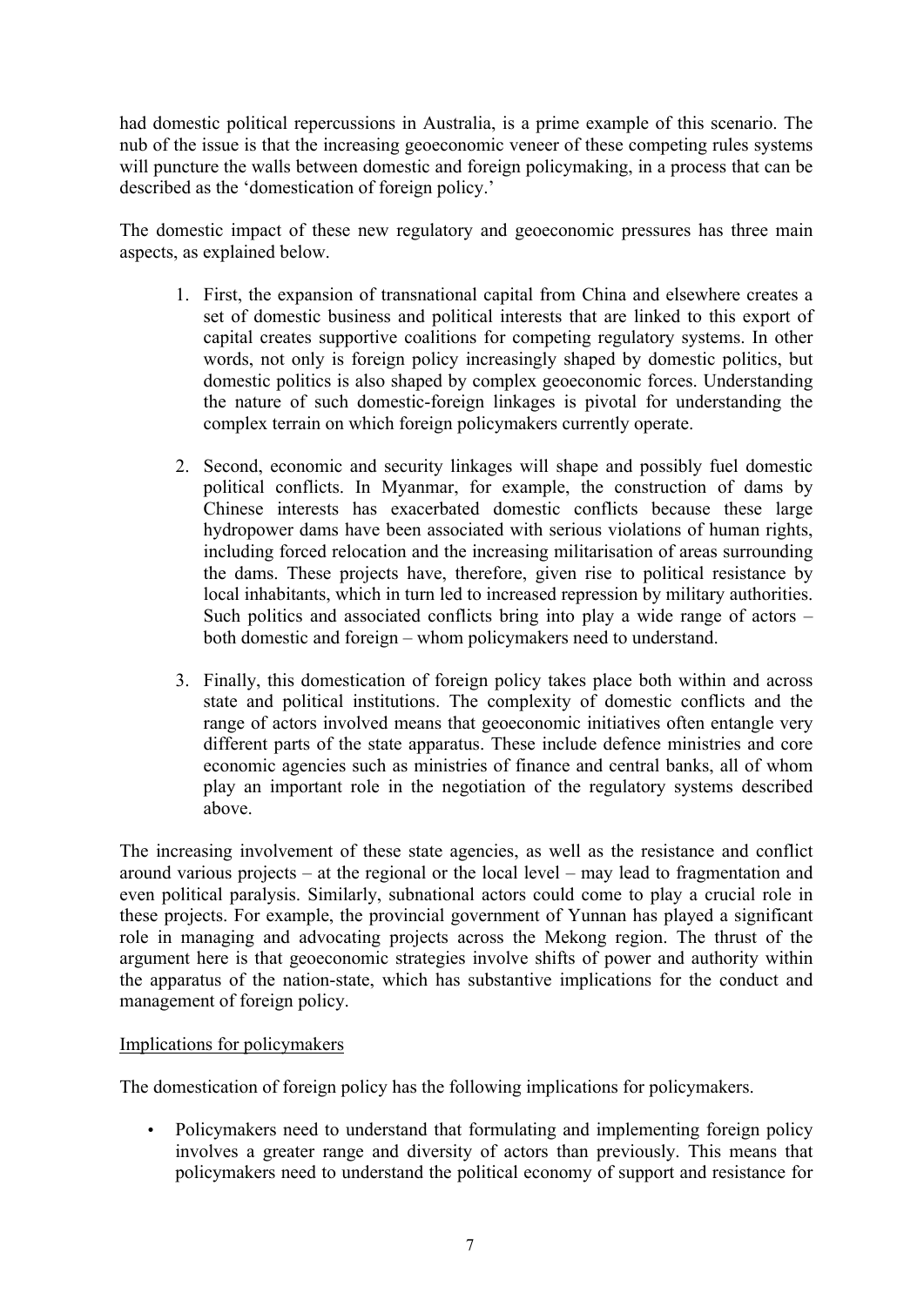had domestic political repercussions in Australia, is a prime example of this scenario. The nub of the issue is that the increasing geoeconomic veneer of these competing rules systems will puncture the walls between domestic and foreign policymaking, in a process that can be described as the 'domestication of foreign policy.'

The domestic impact of these new regulatory and geoeconomic pressures has three main aspects, as explained below.

1. First, the expansion of transnational capital from China and elsewhere creates a set of domestic business and political interests that are linked to this export of capital creates supportive coalitions for competing regulatory systems. In other words, not only is foreign policy increasingly shaped by domestic politics, but domestic politics is also shaped by complex geoeconomic forces. Understanding the nature of such domestic-foreign linkages is pivotal for understanding the complex terrain on which foreign policymakers currently operate.

2. Second, economic and security linkages will shape and possibly fuel domestic political conflicts. In Myanmar, for example, the construction of dams by Chinese interests has exacerbated domestic conflicts because these large hydropower dams have been associated with serious violations of human rights, including forced relocation and the increasing militarisation of areas surrounding the dams. These projects have, therefore, given rise to political resistance by local inhabitants, which in turn led to increased repression by military authorities. Such politics and associated conflicts bring into play a wide range of actors – both domestic and foreign – whom policymakers need to understand.

3. Finally, this domestication of foreign policy takes place both within and across state and political institutions. The complexity of domestic conflicts and the range of actors involved means that geoeconomic initiatives often entangle very different parts of the state apparatus. These include defence ministries and core economic agencies such as ministries of finance and central banks, all of whom play an important role in the negotiation of the regulatory systems described above.

The increasing involvement of these state agencies, as well as the resistance and conflict around various projects – at the regional or the local level – may lead to fragmentation and even political paralysis. Similarly, subnational actors could come to play a crucial role in these projects. For example, the provincial government of Yunnan has played a significant role in managing and advocating projects across the Mekong region. The thrust of the argument here is that geoeconomic strategies involve shifts of power and authority within the apparatus of the nation-state, which has substantive implications for the conduct and management of foreign policy.

Implications for policymakers

The domestication of foreign policy has the following implications for policymakers.

- Policymakers need to understand that formulating and implementing foreign policy involves a greater range and diversity of actors than previously. This means that policymakers need to understand the political economy of support and resistance for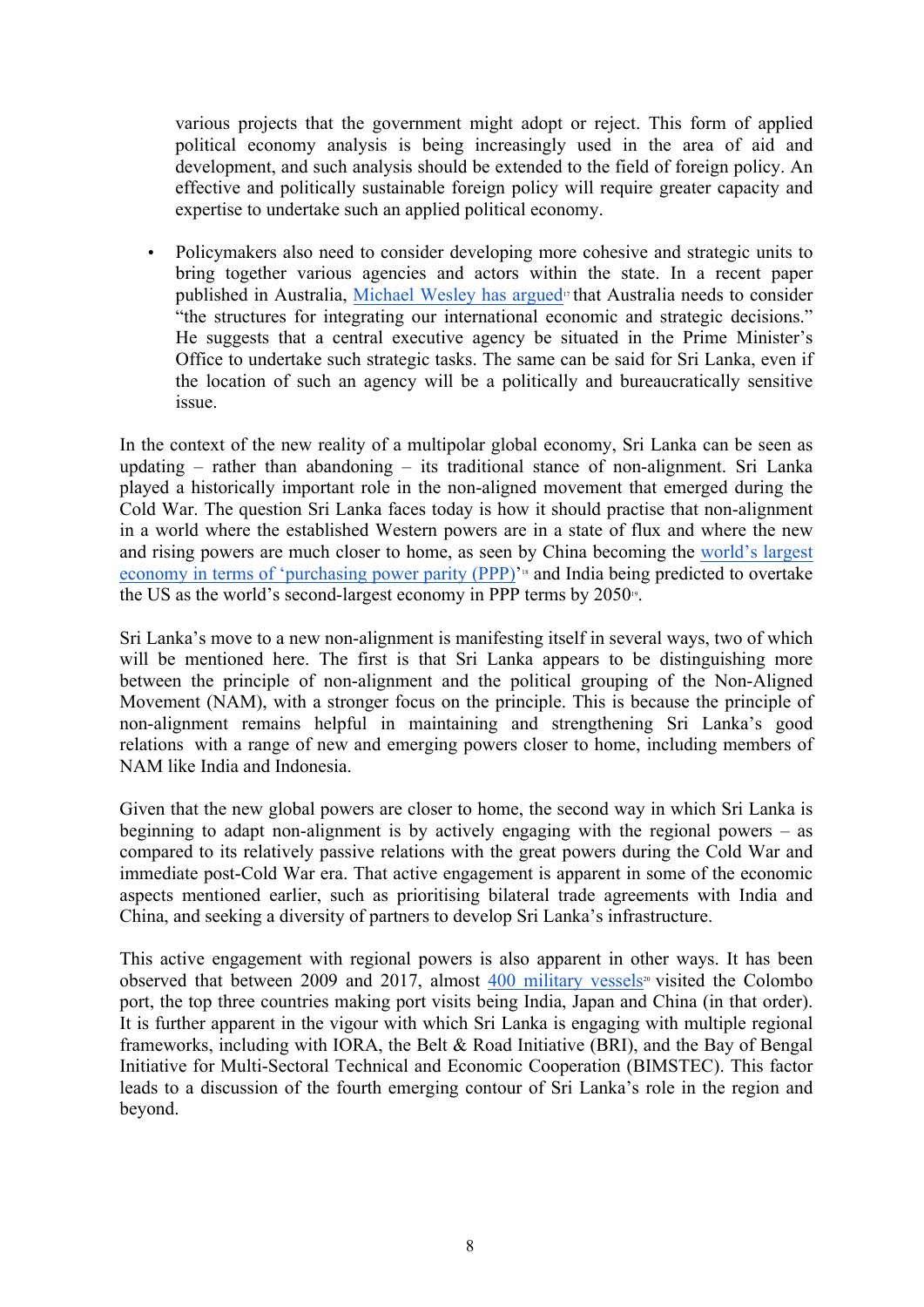various projects that the government might adopt or reject. This form of applied political economy analysis is being increasingly used in the area of aid and development, and such analysis should be extended to the field of foreign policy. An effective and politically sustainable foreign policy will require greater capacity and expertise to undertake such an applied political economy.

- Policymakers also need to consider developing more cohesive and strategic units to bring together various agencies and actors within the state. In a recent paper published in Australia, Michael Wesley has argued[17] that Australia needs to consider "the structures for integrating our international economic and strategic decisions." He suggests that a central executive agency be situated in the Prime Minister's Office to undertake such strategic tasks. The same can be said for Sri Lanka, even if the location of such an agency will be a politically and bureaucratically sensitive issue.

In the context of the new reality of a multipolar global economy, Sri Lanka can be seen as updating – rather than abandoning – its traditional stance of non-alignment. Sri Lanka played a historically important role in the non-aligned movement that emerged during the Cold War. The question Sri Lanka faces today is how it should practise that non-alignment in a world where the established Western powers are in a state of flux and where the new and rising powers are much closer to home, as seen by China becoming the world's largest economy in terms of 'purchasing power parity (PPP)'[18] and India being predicted to overtake the US as the world's second-largest economy in PPP terms by 2050[19].

Sri Lanka's move to a new non-alignment is manifesting itself in several ways, two of which will be mentioned here. The first is that Sri Lanka appears to be distinguishing more between the principle of non-alignment and the political grouping of the Non-Aligned Movement (NAM), with a stronger focus on the principle. This is because the principle of non-alignment remains helpful in maintaining and strengthening Sri Lanka's good relations with a range of new and emerging powers closer to home, including members of NAM like India and Indonesia.

Given that the new global powers are closer to home, the second way in which Sri Lanka is beginning to adapt non-alignment is by actively engaging with the regional powers – as compared to its relatively passive relations with the great powers during the Cold War and immediate post-Cold War era. That active engagement is apparent in some of the economic aspects mentioned earlier, such as prioritising bilateral trade agreements with India and China, and seeking a diversity of partners to develop Sri Lanka's infrastructure.

This active engagement with regional powers is also apparent in other ways. It has been observed that between 2009 and 2017, almost 400 military vessels[20] visited the Colombo port, the top three countries making port visits being India, Japan and China (in that order). It is further apparent in the vigour with which Sri Lanka is engaging with multiple regional frameworks, including with IORA, the Belt & Road Initiative (BRI), and the Bay of Bengal Initiative for Multi-Sectoral Technical and Economic Cooperation (BIMSTEC). This factor leads to a discussion of the fourth emerging contour of Sri Lanka's role in the region and beyond.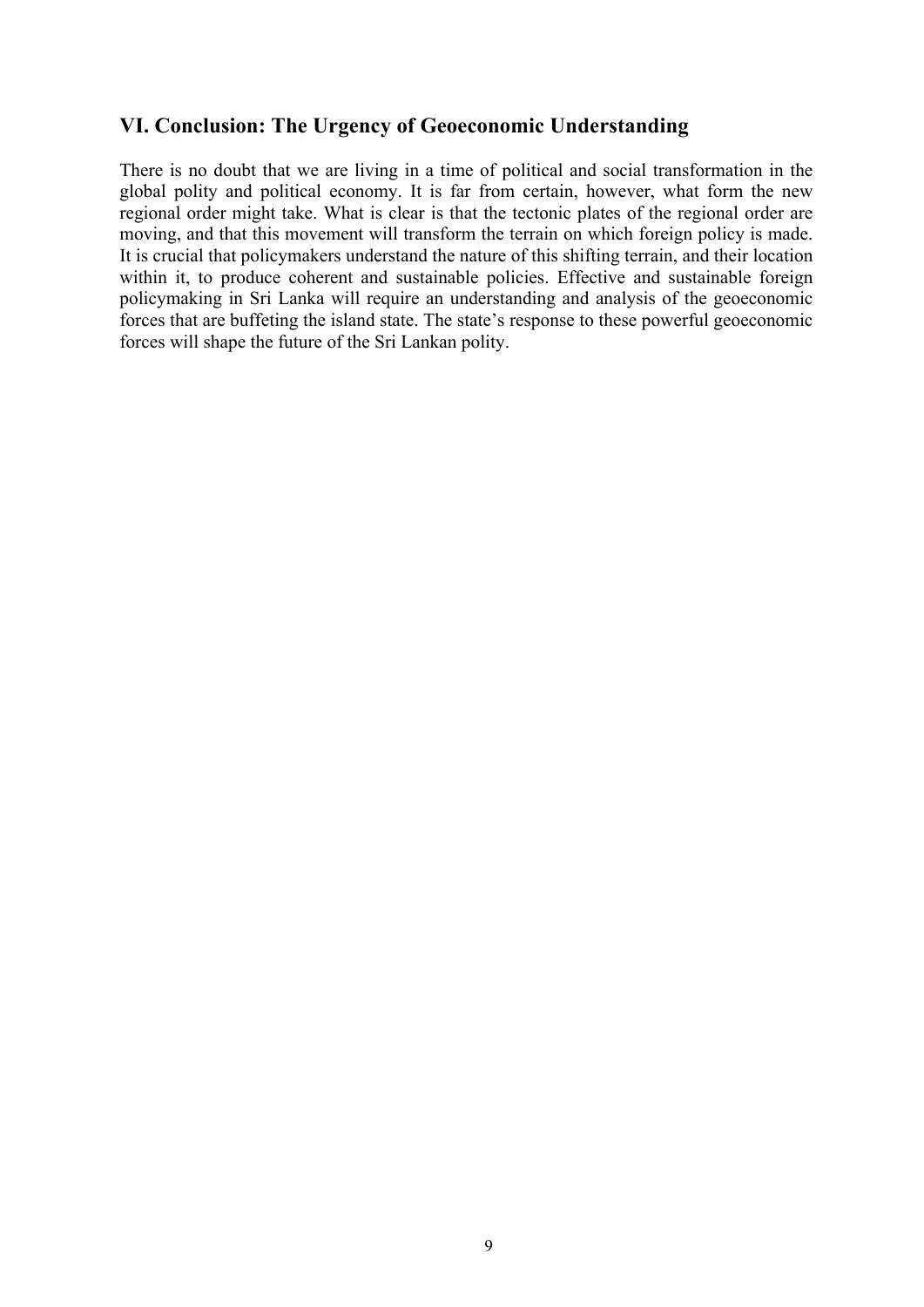## VI. Conclusion: The Urgency of Geoeconomic Understanding

There is no doubt that we are living in a time of political and social transformation in the global polity and political economy. It is far from certain, however, what form the new regional order might take. What is clear is that the tectonic plates of the regional order are moving, and that this movement will transform the terrain on which foreign policy is made. It is crucial that policymakers understand the nature of this shifting terrain, and their location within it, to produce coherent and sustainable policies. Effective and sustainable foreign policymaking in Sri Lanka will require an understanding and analysis of the geoeconomic forces that are buffeting the island state. The state's response to these powerful geoeconomic forces will shape the future of the Sri Lankan polity.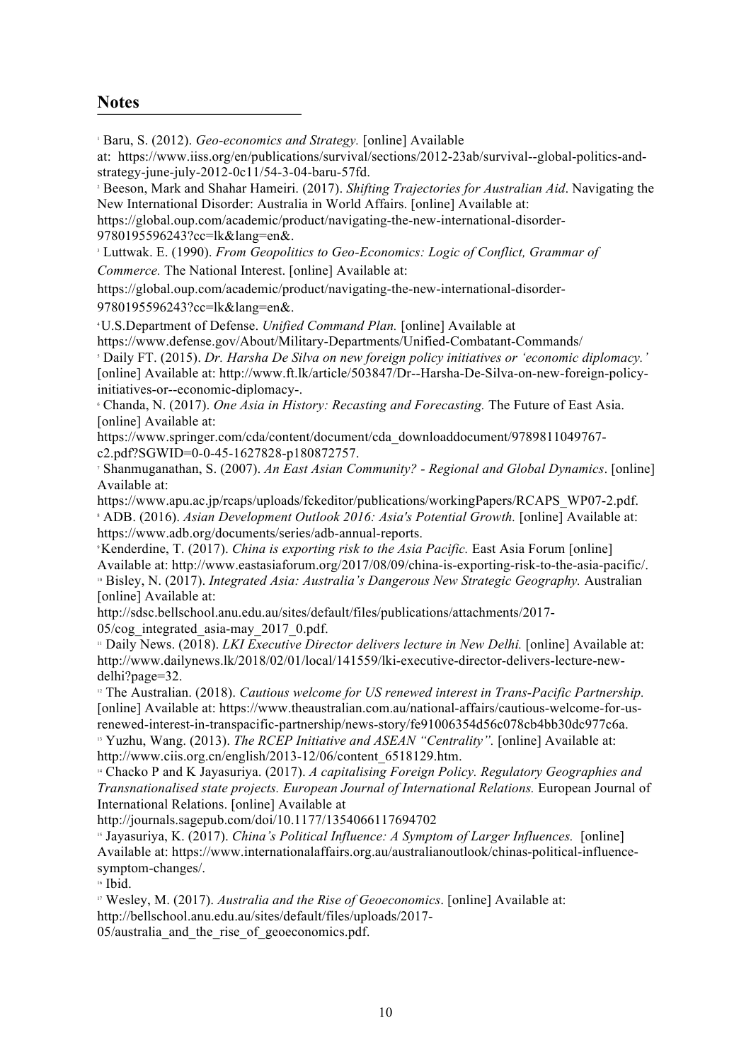## Notes

[1] Baru, S. (2012). *Geo-economics and Strategy.* [online] Available at: https://www.iiss.org/en/publications/survival/sections/2012-23ab/survival--global-politics-and-strategy-june-july-2012-0c11/54-3-04-baru-57fd.

[2] Beeson, Mark and Shahar Hameiri. (2017). *Shifting Trajectories for Australian Aid*. Navigating the New International Disorder: Australia in World Affairs. [online] Available at: https://global.oup.com/academic/product/navigating-the-new-international-disorder-9780195596243?cc=lk&lang=en&.

[3] Luttwak. E. (1990). *From Geopolitics to Geo-Economics: Logic of Conflict, Grammar of Commerce.* The National Interest. [online] Available at: https://global.oup.com/academic/product/navigating-the-new-international-disorder-9780195596243?cc=lk&lang=en&.

[4] U.S.Department of Defense. *Unified Command Plan.* [online] Available at https://www.defense.gov/About/Military-Departments/Unified-Combatant-Commands/

[5] Daily FT. (2015). *Dr. Harsha De Silva on new foreign policy initiatives or 'economic diplomacy.'* [online] Available at: http://www.ft.lk/article/503847/Dr--Harsha-De-Silva-on-new-foreign-policy-initiatives-or--economic-diplomacy-.

[6] Chanda, N. (2017). *One Asia in History: Recasting and Forecasting.* The Future of East Asia. [online] Available at: https://www.springer.com/cda/content/document/cda_downloaddocument/9789811049767-c2.pdf?SGWID=0-0-45-1627828-p180872757.

[7] Shanmuganathan, S. (2007). *An East Asian Community? - Regional and Global Dynamics*. [online] Available at: https://www.apu.ac.jp/rcaps/uploads/fckeditor/publications/workingPapers/RCAPS_WP07-2.pdf.

[8] ADB. (2016). *Asian Development Outlook 2016: Asia's Potential Growth.* [online] Available at: https://www.adb.org/documents/series/adb-annual-reports.

[9] Kenderdine, T. (2017). *China is exporting risk to the Asia Pacific.* East Asia Forum [online] Available at: http://www.eastasiaforum.org/2017/08/09/china-is-exporting-risk-to-the-asia-pacific/.

[10] Bisley, N. (2017). *Integrated Asia: Australia's Dangerous New Strategic Geography.* Australian [online] Available at: http://sdsc.bellschool.anu.edu.au/sites/default/files/publications/attachments/2017-05/cog_integrated_asia-may_2017_0.pdf.

[11] Daily News. (2018). *LKI Executive Director delivers lecture in New Delhi.* [online] Available at: http://www.dailynews.lk/2018/02/01/local/141559/lki-executive-director-delivers-lecture-new-delhi?page=32.

[12] The Australian. (2018). *Cautious welcome for US renewed interest in Trans-Pacific Partnership.* [online] Available at: https://www.theaustralian.com.au/national-affairs/cautious-welcome-for-us-renewed-interest-in-transpacific-partnership/news-story/fe91006354d56c078cb4bb30dc977c6a.

[13] Yuzhu, Wang. (2013). *The RCEP Initiative and ASEAN "Centrality".* [online] Available at: http://www.ciis.org.cn/english/2013-12/06/content_6518129.htm.

[14] Chacko P and K Jayasuriya. (2017). *A capitalising Foreign Policy. Regulatory Geographies and Transnationalised state projects. European Journal of International Relations.* European Journal of International Relations. [online] Available at http://journals.sagepub.com/doi/10.1177/1354066117694702

[15] Jayasuriya, K. (2017). *China's Political Influence: A Symptom of Larger Influences.* [online] Available at: https://www.internationalaffairs.org.au/australianoutlook/chinas-political-influence-symptom-changes/.

[16] Ibid.

[17] Wesley, M. (2017). *Australia and the Rise of Geoeconomics*. [online] Available at: http://bellschool.anu.edu.au/sites/default/files/uploads/2017-05/australia_and_the_rise_of_geoeconomics.pdf.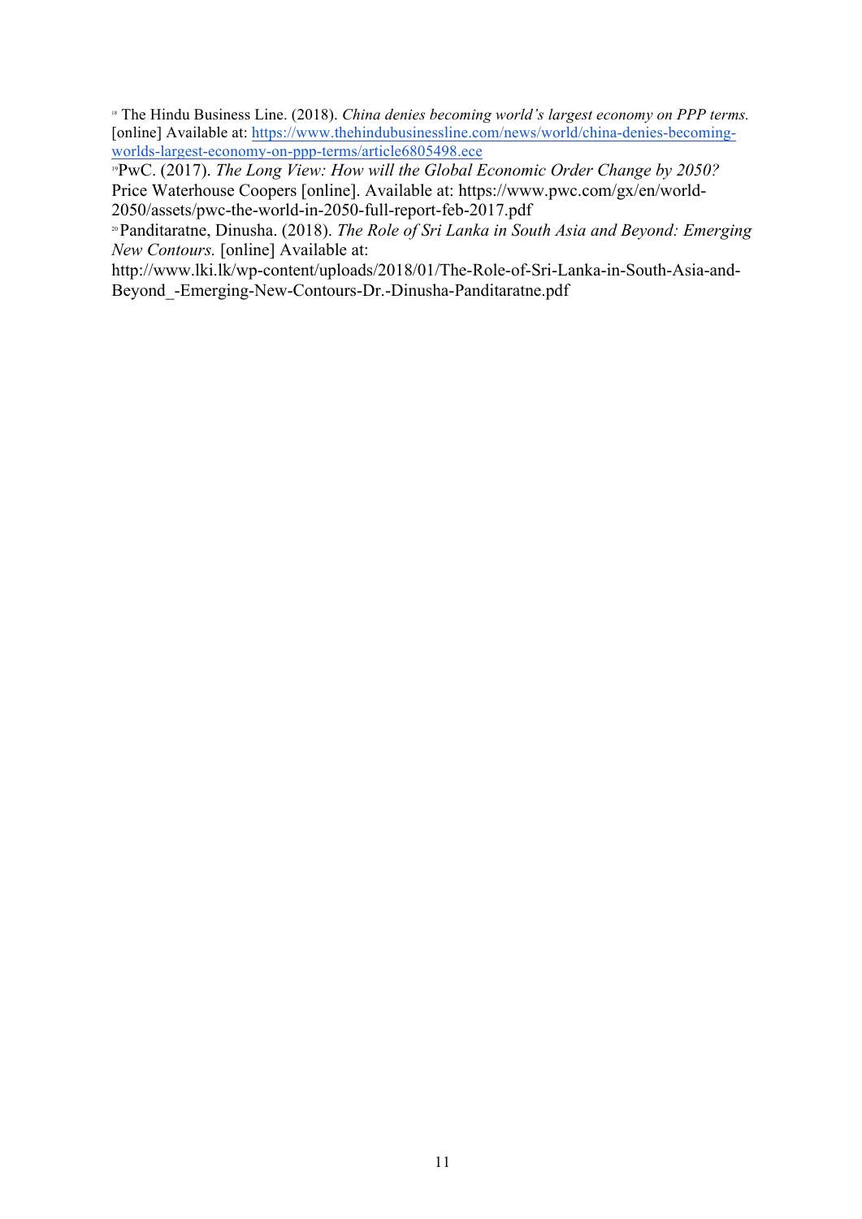[18] The Hindu Business Line. (2018). *China denies becoming world's largest economy on PPP terms.* [online] Available at: https://www.thehindubusinessline.com/news/world/china-denies-becoming-worlds-largest-economy-on-ppp-terms/article6805498.ece

[19] PwC. (2017). *The Long View: How will the Global Economic Order Change by 2050?* Price Waterhouse Coopers [online]. Available at: https://www.pwc.com/gx/en/world-2050/assets/pwc-the-world-in-2050-full-report-feb-2017.pdf

[20] Panditaratne, Dinusha. (2018). *The Role of Sri Lanka in South Asia and Beyond: Emerging New Contours.* [online] Available at: http://www.lki.lk/wp-content/uploads/2018/01/The-Role-of-Sri-Lanka-in-South-Asia-and-Beyond_-Emerging-New-Contours-Dr.-Dinusha-Panditaratne.pdf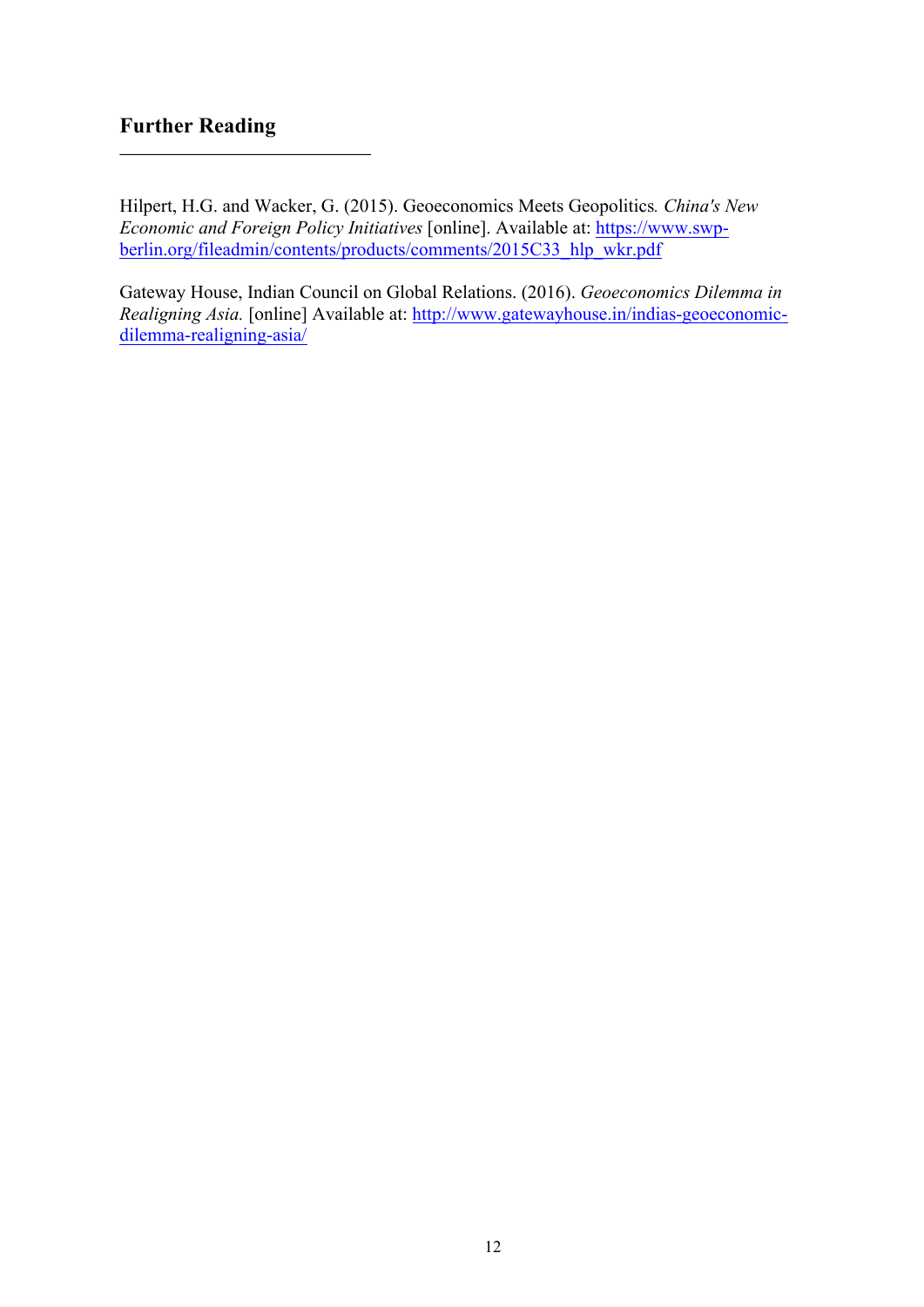## Further Reading

Hilpert, H.G. and Wacker, G. (2015). Geoeconomics Meets Geopolitics*.* *China's New Economic and Foreign Policy Initiatives* [online]. Available at: https://www.swp-berlin.org/fileadmin/contents/products/comments/2015C33_hlp_wkr.pdf

Gateway House, Indian Council on Global Relations. (2016). *Geoeconomics Dilemma in Realigning Asia.* [online] Available at: http://www.gatewayhouse.in/indias-geoeconomic-dilemma-realigning-asia/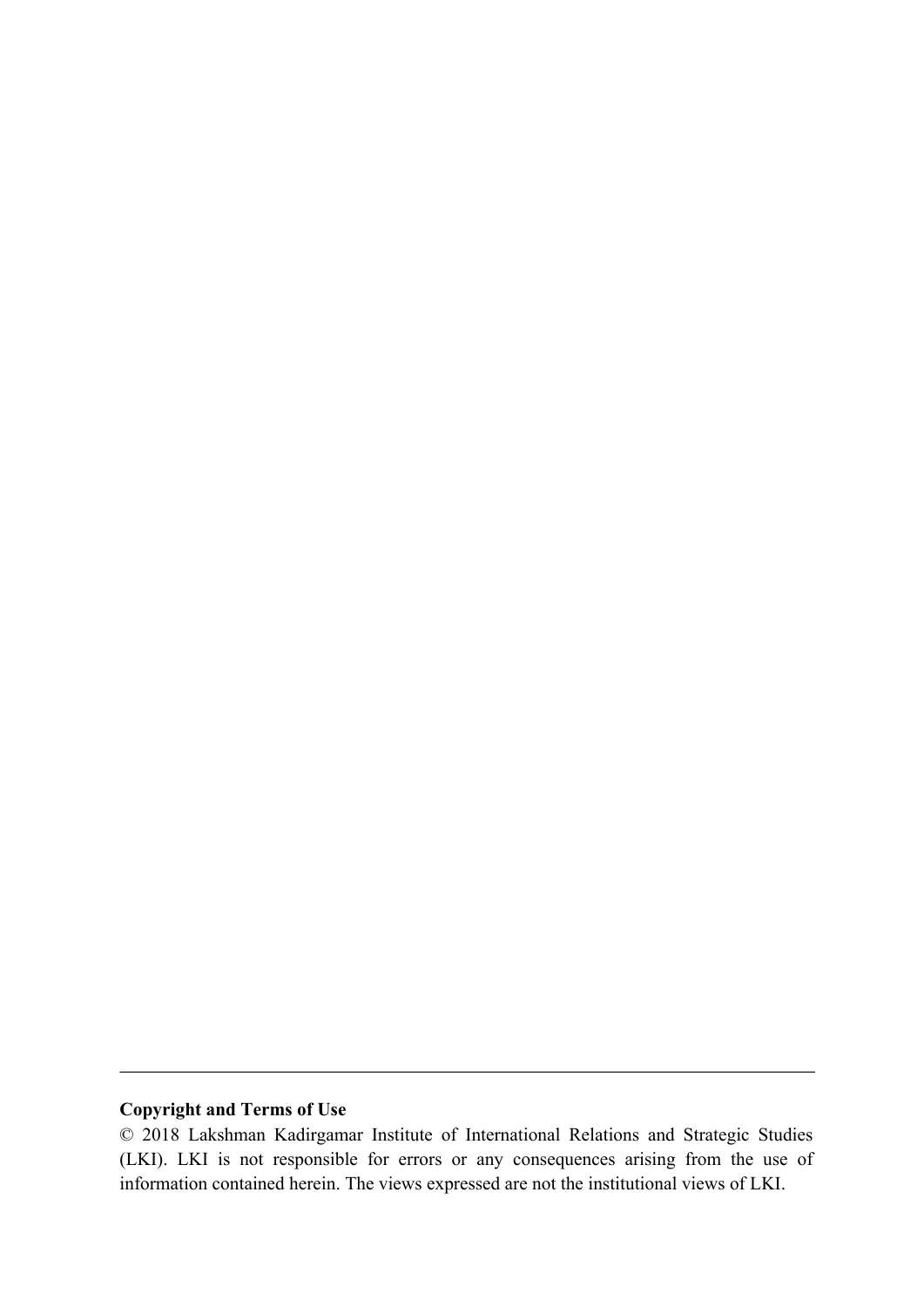---

**Copyright and Terms of Use**

© 2018 Lakshman Kadirgamar Institute of International Relations and Strategic Studies (LKI). LKI is not responsible for errors or any consequences arising from the use of information contained herein. The views expressed are not the institutional views of LKI.